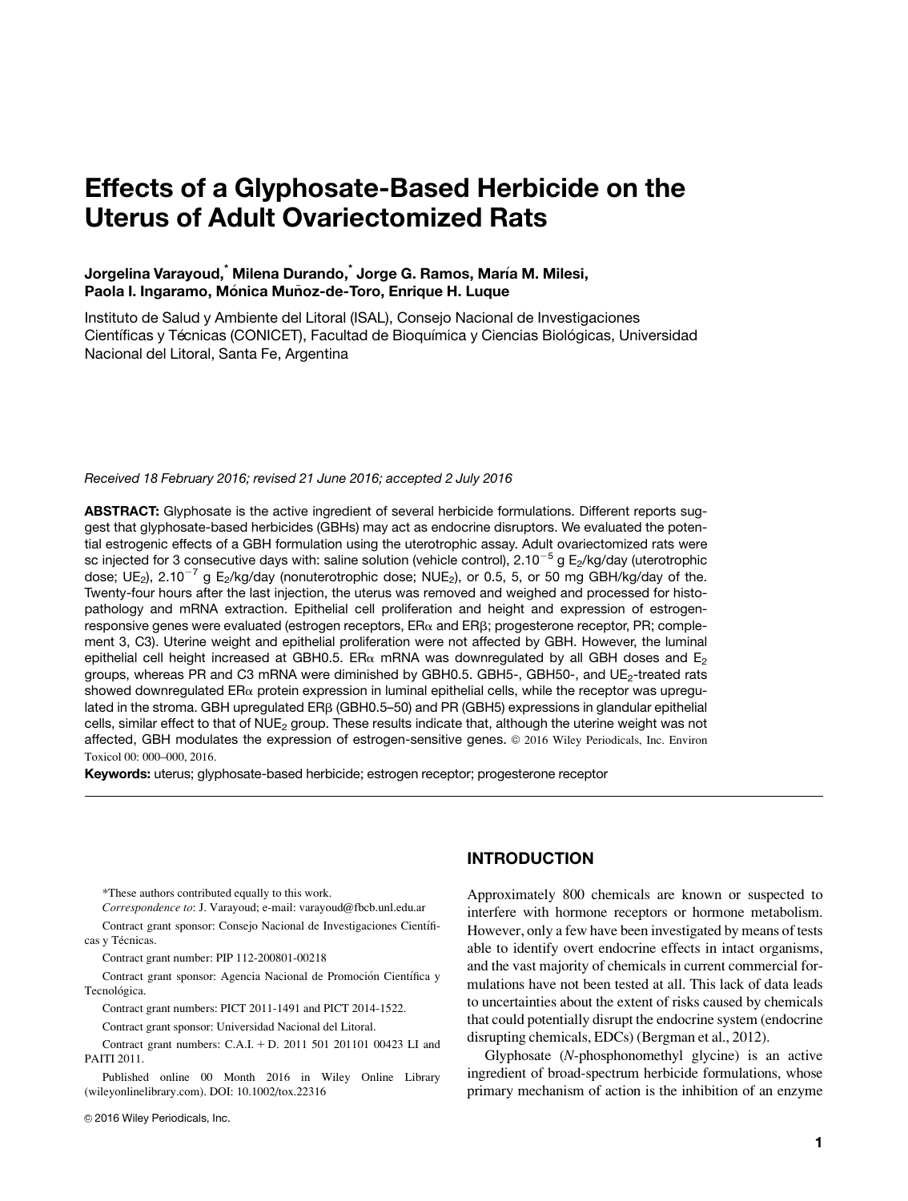# Effects of a Glyphosate-Based Herbicide on the Uterus of Adult Ovariectomized Rats

**Jorgelina Varayoud,* Milena Durando,* Jorge G. Ramos, María M. Milesi, Paola I. Ingaramo, Mónica Muñoz-de-Toro, Enrique H. Luque**

Instituto de Salud y Ambiente del Litoral (ISAL), Consejo Nacional de Investigaciones Científicas y Técnicas (CONICET), Facultad de Bioquímica y Ciencias Biológicas, Universidad Nacional del Litoral, Santa Fe, Argentina

*Received 18 February 2016; revised 21 June 2016; accepted 2 July 2016*

**ABSTRACT:** Glyphosate is the active ingredient of several herbicide formulations. Different reports suggest that glyphosate-based herbicides (GBHs) may act as endocrine disruptors. We evaluated the potential estrogenic effects of a GBH formulation using the uterotrophic assay. Adult ovariectomized rats were sc injected for 3 consecutive days with: saline solution (vehicle control), $2.10^{-5}$ g $E_2$/kg/day (uterotrophic dose; $UE_2$), $2.10^{-7}$ g $E_2$/kg/day (nonuterotrophic dose; $NUE_2$), or 0.5, 5, or 50 mg GBH/kg/day of the. Twenty-four hours after the last injection, the uterus was removed and weighed and processed for histopathology and mRNA extraction. Epithelial cell proliferation and height and expression of estrogen-responsive genes were evaluated (estrogen receptors, ERα and ERβ; progesterone receptor, PR; complement 3, C3). Uterine weight and epithelial proliferation were not affected by GBH. However, the luminal epithelial cell height increased at GBH0.5. ERα mRNA was downregulated by all GBH doses and $E_2$ groups, whereas PR and C3 mRNA were diminished by GBH0.5. GBH5-, GBH50-, and $UE_2$-treated rats showed downregulated ERα protein expression in luminal epithelial cells, while the receptor was upregulated in the stroma. GBH upregulated ERβ (GBH0.5–50) and PR (GBH5) expressions in glandular epithelial cells, similar effect to that of $NUE_2$ group. These results indicate that, although the uterine weight was not affected, GBH modulates the expression of estrogen-sensitive genes. © 2016 Wiley Periodicals, Inc. Environ Toxicol 00: 000–000, 2016.

**Keywords:** uterus; glyphosate-based herbicide; estrogen receptor; progesterone receptor

*These authors contributed equally to this work.

*Correspondence to*: J. Varayoud; e-mail: varayoud@fbcb.unl.edu.ar

Contract grant sponsor: Consejo Nacional de Investigaciones Científicas y Técnicas.

Contract grant number: PIP 112-200801-00218

Contract grant sponsor: Agencia Nacional de Promoción Científica y Tecnológica.

Contract grant numbers: PICT 2011-1491 and PICT 2014-1522.

Contract grant sponsor: Universidad Nacional del Litoral.

Contract grant numbers: C.A.I. + D. 2011 501 201101 00423 LI and PAITI 2011.

Published online 00 Month 2016 in Wiley Online Library (wileyonlinelibrary.com). DOI: 10.1002/tox.22316

© 2016 Wiley Periodicals, Inc.

## INTRODUCTION

Approximately 800 chemicals are known or suspected to interfere with hormone receptors or hormone metabolism. However, only a few have been investigated by means of tests able to identify overt endocrine effects in intact organisms, and the vast majority of chemicals in current commercial formulations have not been tested at all. This lack of data leads to uncertainties about the extent of risks caused by chemicals that could potentially disrupt the endocrine system (endocrine disrupting chemicals, EDCs) (Bergman et al., 2012).

Glyphosate (*N*-phosphonomethyl glycine) is an active ingredient of broad-spectrum herbicide formulations, whose primary mechanism of action is the inhibition of an enzyme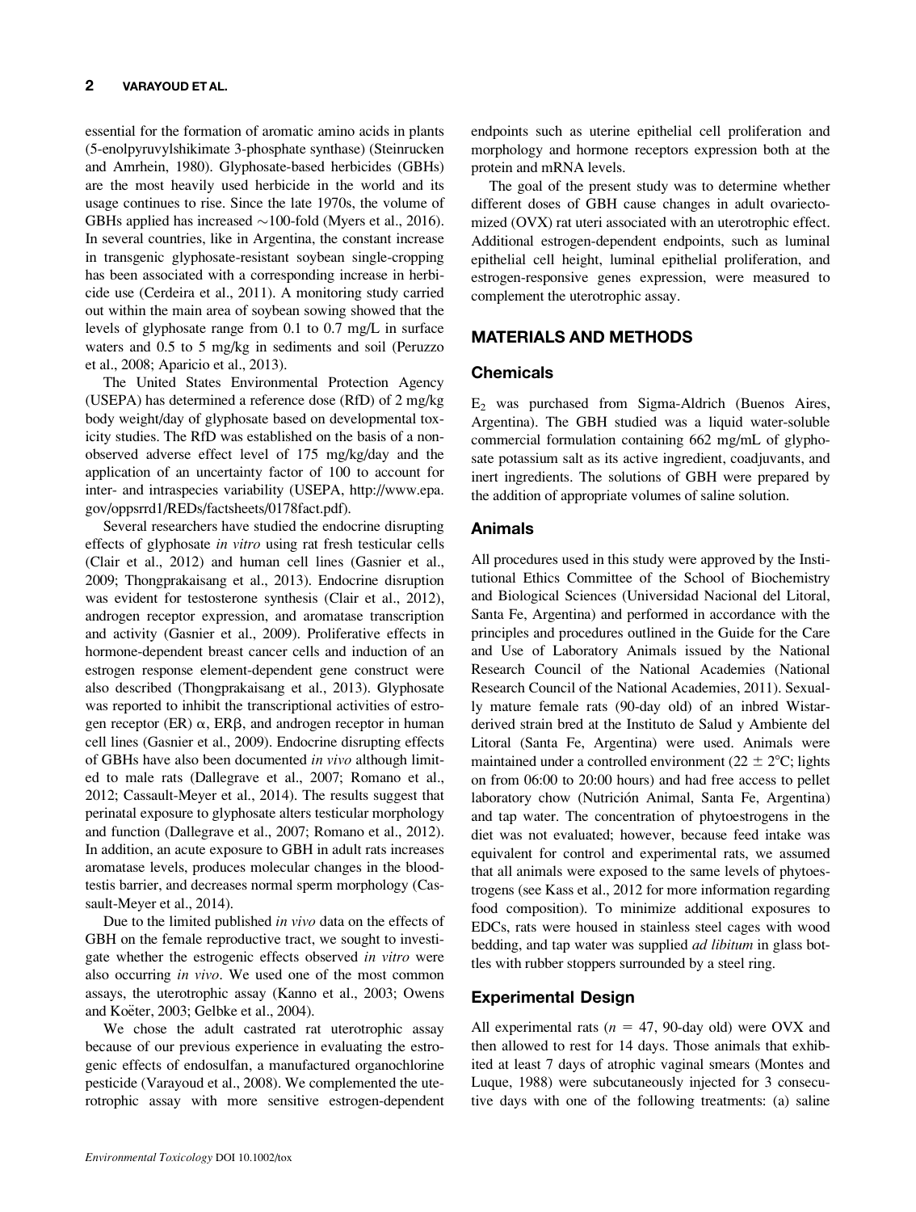essential for the formation of aromatic amino acids in plants (5-enolpyruvylshikimate 3-phosphate synthase) (Steinrucken and Amrhein, 1980). Glyphosate-based herbicides (GBHs) are the most heavily used herbicide in the world and its usage continues to rise. Since the late 1970s, the volume of GBHs applied has increased ~100-fold (Myers et al., 2016). In several countries, like in Argentina, the constant increase in transgenic glyphosate-resistant soybean single-cropping has been associated with a corresponding increase in herbicide use (Cerdeira et al., 2011). A monitoring study carried out within the main area of soybean sowing showed that the levels of glyphosate range from 0.1 to 0.7 mg/L in surface waters and 0.5 to 5 mg/kg in sediments and soil (Peruzzo et al., 2008; Aparicio et al., 2013).

The United States Environmental Protection Agency (USEPA) has determined a reference dose (RfD) of 2 mg/kg body weight/day of glyphosate based on developmental toxicity studies. The RfD was established on the basis of a non-observed adverse effect level of 175 mg/kg/day and the application of an uncertainty factor of 100 to account for inter- and intraspecies variability (USEPA, http://www.epa.gov/oppsrrd1/REDs/factsheets/0178fact.pdf).

Several researchers have studied the endocrine disrupting effects of glyphosate *in vitro* using rat fresh testicular cells (Clair et al., 2012) and human cell lines (Gasnier et al., 2009; Thongprakaisang et al., 2013). Endocrine disruption was evident for testosterone synthesis (Clair et al., 2012), androgen receptor expression, and aromatase transcription and activity (Gasnier et al., 2009). Proliferative effects in hormone-dependent breast cancer cells and induction of an estrogen response element-dependent gene construct were also described (Thongprakaisang et al., 2013). Glyphosate was reported to inhibit the transcriptional activities of estrogen receptor (ER) $\alpha$, ER$\beta$, and androgen receptor in human cell lines (Gasnier et al., 2009). Endocrine disrupting effects of GBHs have also been documented *in vivo* although limited to male rats (Dallegrave et al., 2007; Romano et al., 2012; Cassault-Meyer et al., 2014). The results suggest that perinatal exposure to glyphosate alters testicular morphology and function (Dallegrave et al., 2007; Romano et al., 2012). In addition, an acute exposure to GBH in adult rats increases aromatase levels, produces molecular changes in the blood-testis barrier, and decreases normal sperm morphology (Cassault-Meyer et al., 2014).

Due to the limited published *in vivo* data on the effects of GBH on the female reproductive tract, we sought to investigate whether the estrogenic effects observed *in vitro* were also occurring *in vivo*. We used one of the most common assays, the uterotrophic assay (Kanno et al., 2003; Owens and Koëter, 2003; Gelbke et al., 2004).

We chose the adult castrated rat uterotrophic assay because of our previous experience in evaluating the estrogenic effects of endosulfan, a manufactured organochlorine pesticide (Varayoud et al., 2008). We complemented the uterotrophic assay with more sensitive estrogen-dependent endpoints such as uterine epithelial cell proliferation and morphology and hormone receptors expression both at the protein and mRNA levels.

The goal of the present study was to determine whether different doses of GBH cause changes in adult ovariectomized (OVX) rat uteri associated with an uterotrophic effect. Additional estrogen-dependent endpoints, such as luminal epithelial cell height, luminal epithelial proliferation, and estrogen-responsive genes expression, were measured to complement the uterotrophic assay.

## MATERIALS AND METHODS

### Chemicals

$E_2$ was purchased from Sigma-Aldrich (Buenos Aires, Argentina). The GBH studied was a liquid water-soluble commercial formulation containing 662 mg/mL of glyphosate potassium salt as its active ingredient, coadjuvants, and inert ingredients. The solutions of GBH were prepared by the addition of appropriate volumes of saline solution.

### Animals

All procedures used in this study were approved by the Institutional Ethics Committee of the School of Biochemistry and Biological Sciences (Universidad Nacional del Litoral, Santa Fe, Argentina) and performed in accordance with the principles and procedures outlined in the Guide for the Care and Use of Laboratory Animals issued by the National Research Council of the National Academies (National Research Council of the National Academies, 2011). Sexually mature female rats (90-day old) of an inbred Wistar-derived strain bred at the Instituto de Salud y Ambiente del Litoral (Santa Fe, Argentina) were used. Animals were maintained under a controlled environment (22 ± 2°C; lights on from 06:00 to 20:00 hours) and had free access to pellet laboratory chow (Nutrición Animal, Santa Fe, Argentina) and tap water. The concentration of phytoestrogens in the diet was not evaluated; however, because feed intake was equivalent for control and experimental rats, we assumed that all animals were exposed to the same levels of phytoestrogens (see Kass et al., 2012 for more information regarding food composition). To minimize additional exposures to EDCs, rats were housed in stainless steel cages with wood bedding, and tap water was supplied *ad libitum* in glass bottles with rubber stoppers surrounded by a steel ring.

### Experimental Design

All experimental rats ($n$ = 47, 90-day old) were OVX and then allowed to rest for 14 days. Those animals that exhibited at least 7 days of atrophic vaginal smears (Montes and Luque, 1988) were subcutaneously injected for 3 consecutive days with one of the following treatments: (a) saline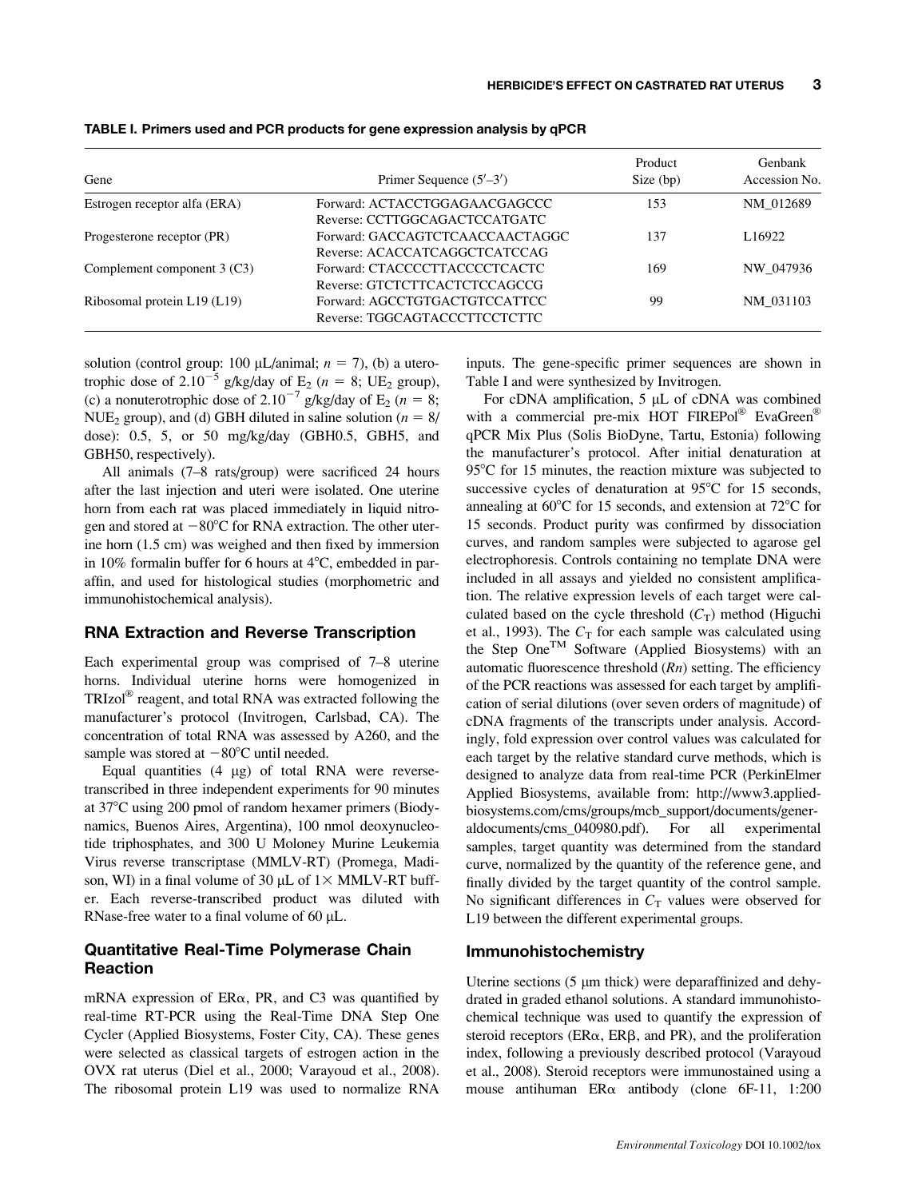**TABLE I. Primers used and PCR products for gene expression analysis by qPCR**

| Gene | Primer Sequence (5′–3′) | Product Size (bp) | Genbank Accession No. |
|---|---|---|---|
| Estrogen receptor alfa (ERA) | Forward: ACTACCTGGAGAACGAGCCC<br>Reverse: CCTTGGCAGACTCCATGATC | 153 | NM_012689 |
| Progesterone receptor (PR) | Forward: GACCAGTCTCAACCAACTAGGC<br>Reverse: ACACCATCAGGCTCATCCAG | 137 | L16922 |
| Complement component 3 (C3) | Forward: CTACCCCTTACCCCTCACTC<br>Reverse: GTCTCTTCACTCTCCAGCCG | 169 | NW_047936 |
| Ribosomal protein L19 (L19) | Forward: AGCCTGTGACTGTCCATTCC<br>Reverse: TGGCAGTACCCTTCCTCTTC | 99 | NM_031103 |

solution (control group: 100 μL/animal; $n = 7$), (b) a uterotrophic dose of $2.10^{-5}$ g/kg/day of $E_2$ ($n = 8$; $UE_2$ group), (c) a nonuterotrophic dose of $2.10^{-7}$ g/kg/day of $E_2$ ($n = 8$; $NUE_2$ group), and (d) GBH diluted in saline solution ($n = 8$/dose): 0.5, 5, or 50 mg/kg/day (GBH0.5, GBH5, and GBH50, respectively).

All animals (7–8 rats/group) were sacrificed 24 hours after the last injection and uteri were isolated. One uterine horn from each rat was placed immediately in liquid nitrogen and stored at −80°C for RNA extraction. The other uterine horn (1.5 cm) was weighed and then fixed by immersion in 10% formalin buffer for 6 hours at 4°C, embedded in paraffin, and used for histological studies (morphometric and immunohistochemical analysis).

## RNA Extraction and Reverse Transcription

Each experimental group was comprised of 7–8 uterine horns. Individual uterine horns were homogenized in TRIzol® reagent, and total RNA was extracted following the manufacturer's protocol (Invitrogen, Carlsbad, CA). The concentration of total RNA was assessed by A260, and the sample was stored at −80°C until needed.

Equal quantities (4 μg) of total RNA were reverse-transcribed in three independent experiments for 90 minutes at 37°C using 200 pmol of random hexamer primers (Biodynamics, Buenos Aires, Argentina), 100 nmol deoxynucleotide triphosphates, and 300 U Moloney Murine Leukemia Virus reverse transcriptase (MMLV-RT) (Promega, Madison, WI) in a final volume of 30 μL of 1× MMLV-RT buffer. Each reverse-transcribed product was diluted with RNase-free water to a final volume of 60 μL.

## Quantitative Real-Time Polymerase Chain Reaction

mRNA expression of ERα, PR, and C3 was quantified by real-time RT-PCR using the Real-Time DNA Step One Cycler (Applied Biosystems, Foster City, CA). These genes were selected as classical targets of estrogen action in the OVX rat uterus (Diel et al., 2000; Varayoud et al., 2008). The ribosomal protein L19 was used to normalize RNA inputs. The gene-specific primer sequences are shown in Table I and were synthesized by Invitrogen.

For cDNA amplification, 5 μL of cDNA was combined with a commercial pre-mix HOT FIREPol® EvaGreen® qPCR Mix Plus (Solis BioDyne, Tartu, Estonia) following the manufacturer's protocol. After initial denaturation at 95°C for 15 minutes, the reaction mixture was subjected to successive cycles of denaturation at 95°C for 15 seconds, annealing at 60°C for 15 seconds, and extension at 72°C for 15 seconds. Product purity was confirmed by dissociation curves, and random samples were subjected to agarose gel electrophoresis. Controls containing no template DNA were included in all assays and yielded no consistent amplification. The relative expression levels of each target were calculated based on the cycle threshold ($C_T$) method (Higuchi et al., 1993). The $C_T$ for each sample was calculated using the Step One™ Software (Applied Biosystems) with an automatic fluorescence threshold (*Rn*) setting. The efficiency of the PCR reactions was assessed for each target by amplification of serial dilutions (over seven orders of magnitude) of cDNA fragments of the transcripts under analysis. Accordingly, fold expression over control values was calculated for each target by the relative standard curve methods, which is designed to analyze data from real-time PCR (PerkinElmer Applied Biosystems, available from: http://www3.appliedbiosystems.com/cms/groups/mcb_support/documents/generaldocuments/cms_040980.pdf). For all experimental samples, target quantity was determined from the standard curve, normalized by the quantity of the reference gene, and finally divided by the target quantity of the control sample. No significant differences in $C_T$ values were observed for L19 between the different experimental groups.

## Immunohistochemistry

Uterine sections (5 μm thick) were deparaffinized and dehydrated in graded ethanol solutions. A standard immunohistochemical technique was used to quantify the expression of steroid receptors (ERα, ERβ, and PR), and the proliferation index, following a previously described protocol (Varayoud et al., 2008). Steroid receptors were immunostained using a mouse antihuman ERα antibody (clone 6F-11, 1:200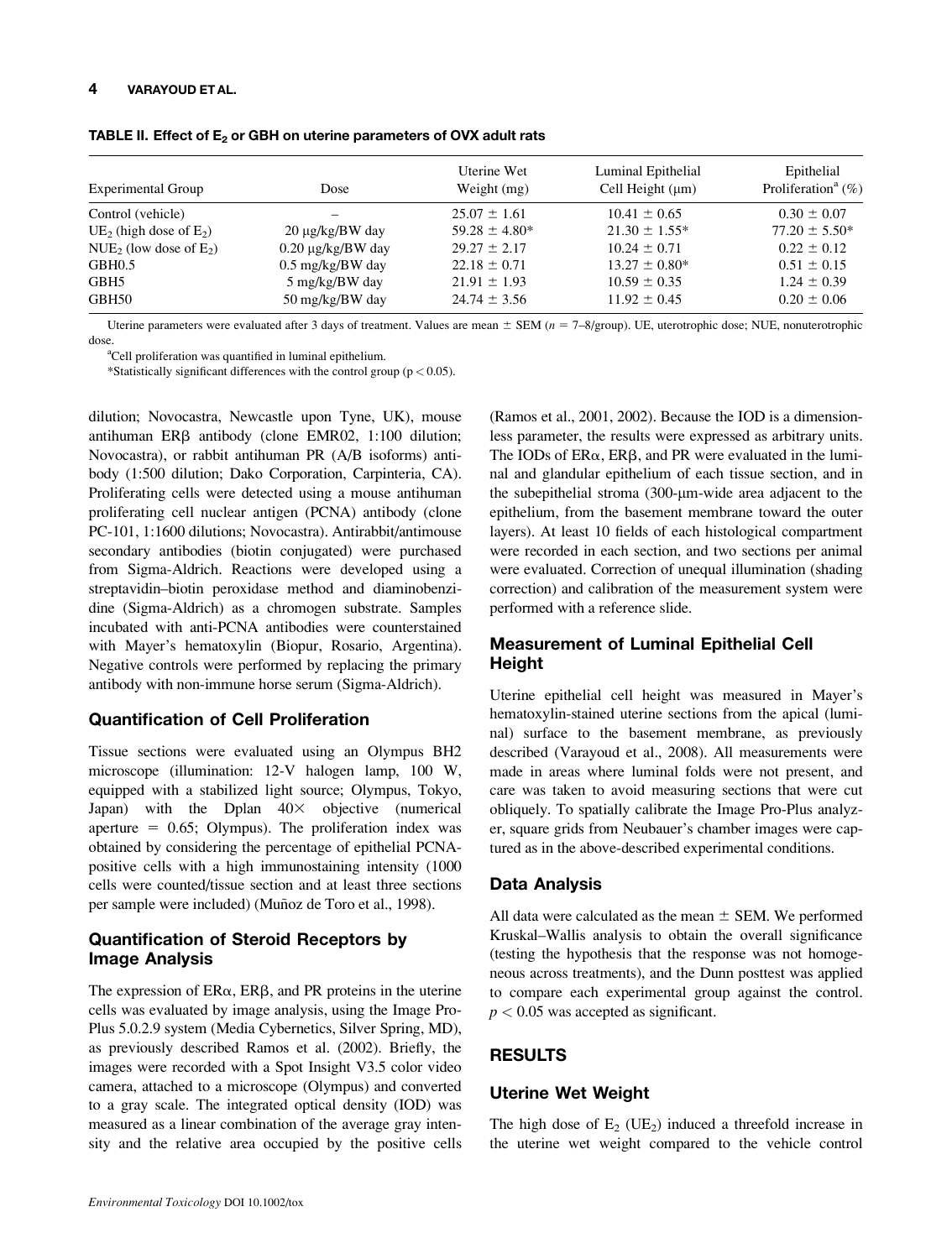**TABLE II. Effect of $E_2$ or GBH on uterine parameters of OVX adult rats**

| Experimental Group | Dose | Uterine Wet Weight (mg) | Luminal Epithelial Cell Height (μm) | Epithelial Proliferation[a] (%) |
|---|---|---|---|---|
| Control (vehicle) | – | 25.07 ± 1.61 | 10.41 ± 0.65 | 0.30 ± 0.07 |
| $UE_2$ (high dose of $E_2$) | 20 μg/kg/BW day | 59.28 ± 4.80* | 21.30 ± 1.55* | 77.20 ± 5.50* |
| $NUE_2$ (low dose of $E_2$) | 0.20 μg/kg/BW day | 29.27 ± 2.17 | 10.24 ± 0.71 | 0.22 ± 0.12 |
| GBH0.5 | 0.5 mg/kg/BW day | 22.18 ± 0.71 | 13.27 ± 0.80* | 0.51 ± 0.15 |
| GBH5 | 5 mg/kg/BW day | 21.91 ± 1.93 | 10.59 ± 0.35 | 1.24 ± 0.39 |
| GBH50 | 50 mg/kg/BW day | 24.74 ± 3.56 | 11.92 ± 0.45 | 0.20 ± 0.06 |

Uterine parameters were evaluated after 3 days of treatment. Values are mean ± SEM ($n$ = 7–8/group). UE, uterotrophic dose; NUE, nonuterotrophic dose.

[a]Cell proliferation was quantified in luminal epithelium.

*Statistically significant differences with the control group ($p < 0.05$).

dilution; Novocastra, Newcastle upon Tyne, UK), mouse antihuman ERβ antibody (clone EMR02, 1:100 dilution; Novocastra), or rabbit antihuman PR (A/B isoforms) antibody (1:500 dilution; Dako Corporation, Carpinteria, CA). Proliferating cells were detected using a mouse antihuman proliferating cell nuclear antigen (PCNA) antibody (clone PC-101, 1:1600 dilutions; Novocastra). Antirabbit/antimouse secondary antibodies (biotin conjugated) were purchased from Sigma-Aldrich. Reactions were developed using a streptavidin–biotin peroxidase method and diaminobenzidine (Sigma-Aldrich) as a chromogen substrate. Samples incubated with anti-PCNA antibodies were counterstained with Mayer's hematoxylin (Biopur, Rosario, Argentina). Negative controls were performed by replacing the primary antibody with non-immune horse serum (Sigma-Aldrich).

## Quantification of Cell Proliferation

Tissue sections were evaluated using an Olympus BH2 microscope (illumination: 12-V halogen lamp, 100 W, equipped with a stabilized light source; Olympus, Tokyo, Japan) with the Dplan 40× objective (numerical aperture = 0.65; Olympus). The proliferation index was obtained by considering the percentage of epithelial PCNA-positive cells with a high immunostaining intensity (1000 cells were counted/tissue section and at least three sections per sample were included) (Muñoz de Toro et al., 1998).

## Quantification of Steroid Receptors by Image Analysis

The expression of ERα, ERβ, and PR proteins in the uterine cells was evaluated by image analysis, using the Image Pro-Plus 5.0.2.9 system (Media Cybernetics, Silver Spring, MD), as previously described Ramos et al. (2002). Briefly, the images were recorded with a Spot Insight V3.5 color video camera, attached to a microscope (Olympus) and converted to a gray scale. The integrated optical density (IOD) was measured as a linear combination of the average gray intensity and the relative area occupied by the positive cells (Ramos et al., 2001, 2002). Because the IOD is a dimensionless parameter, the results were expressed as arbitrary units. The IODs of ERα, ERβ, and PR were evaluated in the luminal and glandular epithelium of each tissue section, and in the subepithelial stroma (300-μm-wide area adjacent to the epithelium, from the basement membrane toward the outer layers). At least 10 fields of each histological compartment were recorded in each section, and two sections per animal were evaluated. Correction of unequal illumination (shading correction) and calibration of the measurement system were performed with a reference slide.

## Measurement of Luminal Epithelial Cell Height

Uterine epithelial cell height was measured in Mayer's hematoxylin-stained uterine sections from the apical (luminal) surface to the basement membrane, as previously described (Varayoud et al., 2008). All measurements were made in areas where luminal folds were not present, and care was taken to avoid measuring sections that were cut obliquely. To spatially calibrate the Image Pro-Plus analyzer, square grids from Neubauer's chamber images were captured as in the above-described experimental conditions.

## Data Analysis

All data were calculated as the mean ± SEM. We performed Kruskal–Wallis analysis to obtain the overall significance (testing the hypothesis that the response was not homogeneous across treatments), and the Dunn posttest was applied to compare each experimental group against the control. $p < 0.05$ was accepted as significant.

# RESULTS

## Uterine Wet Weight

The high dose of $E_2$ ($UE_2$) induced a threefold increase in the uterine wet weight compared to the vehicle control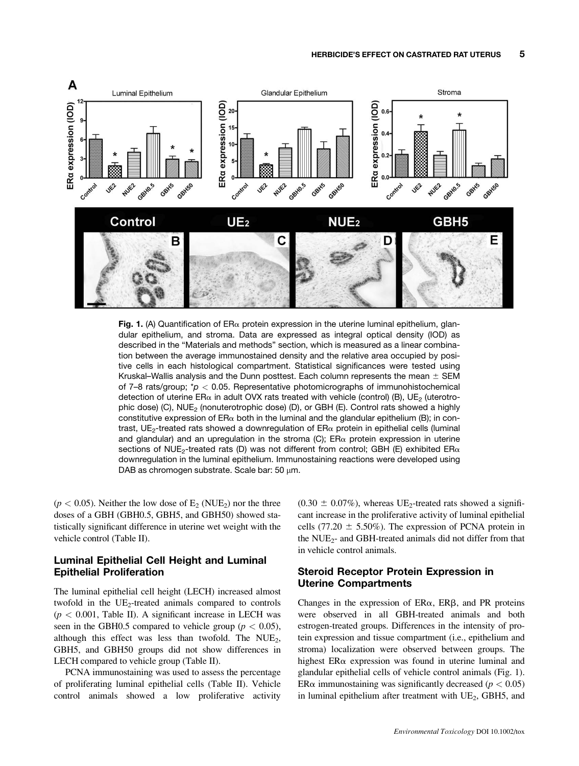**Fig. 1.** (A) Quantification of ERα protein expression in the uterine luminal epithelium, glandular epithelium, and stroma. Data are expressed as integral optical density (IOD) as described in the "Materials and methods" section, which is measured as a linear combination between the average immunostained density and the relative area occupied by positive cells in each histological compartment. Statistical significances were tested using Kruskal–Wallis analysis and the Dunn posttest. Each column represents the mean ± SEM of 7–8 rats/group; $^*p < 0.05$. Representative photomicrographs of immunohistochemical detection of uterine ERα in adult OVX rats treated with vehicle (control) (B), $UE_2$ (uterotrophic dose) (C), $NUE_2$ (nonuterotrophic dose) (D), or GBH (E). Control rats showed a highly constitutive expression of ERα both in the luminal and the glandular epithelium (B); in contrast, $UE_2$-treated rats showed a downregulation of ERα protein in epithelial cells (luminal and glandular) and an upregulation in the stroma (C); ERα protein expression in uterine sections of $NUE_2$-treated rats (D) was not different from control; GBH (E) exhibited ERα downregulation in the luminal epithelium. Immunostaining reactions were developed using DAB as chromogen substrate. Scale bar: 50 μm.

($p < 0.05$). Neither the low dose of $E_2$ ($NUE_2$) nor the three doses of a GBH (GBH0.5, GBH5, and GBH50) showed statistically significant difference in uterine wet weight with the vehicle control (Table II).

## Luminal Epithelial Cell Height and Luminal Epithelial Proliferation

The luminal epithelial cell height (LECH) increased almost twofold in the $UE_2$-treated animals compared to controls ($p < 0.001$, Table II). A significant increase in LECH was seen in the GBH0.5 compared to vehicle group ($p < 0.05$), although this effect was less than twofold. The $NUE_2$, GBH5, and GBH50 groups did not show differences in LECH compared to vehicle group (Table II).

PCNA immunostaining was used to assess the percentage of proliferating luminal epithelial cells (Table II). Vehicle control animals showed a low proliferative activity (0.30 ± 0.07%), whereas $UE_2$-treated rats showed a significant increase in the proliferative activity of luminal epithelial cells (77.20 ± 5.50%). The expression of PCNA protein in the $NUE_2$- and GBH-treated animals did not differ from that in vehicle control animals.

## Steroid Receptor Protein Expression in Uterine Compartments

Changes in the expression of ERα, ERβ, and PR proteins were observed in all GBH-treated animals and both estrogen-treated groups. Differences in the intensity of protein expression and tissue compartment (i.e., epithelium and stroma) localization were observed between groups. The highest ERα expression was found in uterine luminal and glandular epithelial cells of vehicle control animals (Fig. 1). ERα immunostaining was significantly decreased ($p < 0.05$) in luminal epithelium after treatment with $UE_2$, GBH5, and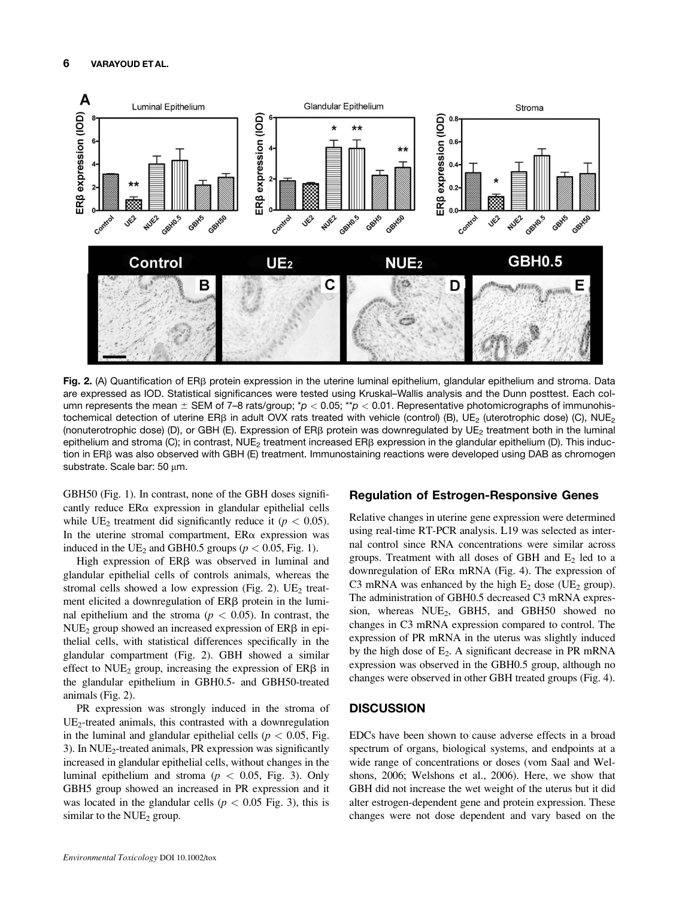**Fig. 2.** (A) Quantification of ERβ protein expression in the uterine luminal epithelium, glandular epithelium and stroma. Data are expressed as IOD. Statistical significances were tested using Kruskal–Wallis analysis and the Dunn posttest. Each column represents the mean ± SEM of 7–8 rats/group; \*$p < 0.05$; \*\*$p < 0.01$. Representative photomicrographs of immunohistochemical detection of uterine ERβ in adult OVX rats treated with vehicle (control) (B), $UE_2$ (uterotrophic dose) (C), $NUE_2$ (nonuterotrophic dose) (D), or GBH (E). Expression of ERβ protein was downregulated by $UE_2$ treatment both in the luminal epithelium and stroma (C); in contrast, $NUE_2$ treatment increased ERβ expression in the glandular epithelium (D). This induction in ERβ was also observed with GBH (E) treatment. Immunostaining reactions were developed using DAB as chromogen substrate. Scale bar: 50 μm.

GBH50 (Fig. 1). In contrast, none of the GBH doses significantly reduce ERα expression in glandular epithelial cells while $UE_2$ treatment did significantly reduce it ($p < 0.05$). In the uterine stromal compartment, ERα expression was induced in the $UE_2$ and GBH0.5 groups ($p < 0.05$, Fig. 1).

High expression of ERβ was observed in luminal and glandular epithelial cells of controls animals, whereas the stromal cells showed a low expression (Fig. 2). $UE_2$ treatment elicited a downregulation of ERβ protein in the luminal epithelium and the stroma ($p < 0.05$). In contrast, the $NUE_2$ group showed an increased expression of ERβ in epithelial cells, with statistical differences specifically in the glandular compartment (Fig. 2). GBH showed a similar effect to $NUE_2$ group, increasing the expression of ERβ in the glandular epithelium in GBH0.5- and GBH50-treated animals (Fig. 2).

PR expression was strongly induced in the stroma of $UE_2$-treated animals, this contrasted with a downregulation in the luminal and glandular epithelial cells ($p < 0.05$, Fig. 3). In $NUE_2$-treated animals, PR expression was significantly increased in glandular epithelial cells, without changes in the luminal epithelium and stroma ($p < 0.05$, Fig. 3). Only GBH5 group showed an increased in PR expression and it was located in the glandular cells ($p < 0.05$ Fig. 3), this is similar to the $NUE_2$ group.

## Regulation of Estrogen-Responsive Genes

Relative changes in uterine gene expression were determined using real-time RT-PCR analysis. L19 was selected as internal control since RNA concentrations were similar across groups. Treatment with all doses of GBH and $E_2$ led to a downregulation of ERα mRNA (Fig. 4). The expression of C3 mRNA was enhanced by the high $E_2$ dose ($UE_2$ group). The administration of GBH0.5 decreased C3 mRNA expression, whereas $NUE_2$, GBH5, and GBH50 showed no changes in C3 mRNA expression compared to control. The expression of PR mRNA in the uterus was slightly induced by the high dose of $E_2$. A significant decrease in PR mRNA expression was observed in the GBH0.5 group, although no changes were observed in other GBH treated groups (Fig. 4).

## DISCUSSION

EDCs have been shown to cause adverse effects in a broad spectrum of organs, biological systems, and endpoints at a wide range of concentrations or doses (vom Saal and Welshons, 2006; Welshons et al., 2006). Here, we show that GBH did not increase the wet weight of the uterus but it did alter estrogen-dependent gene and protein expression. These changes were not dose dependent and vary based on the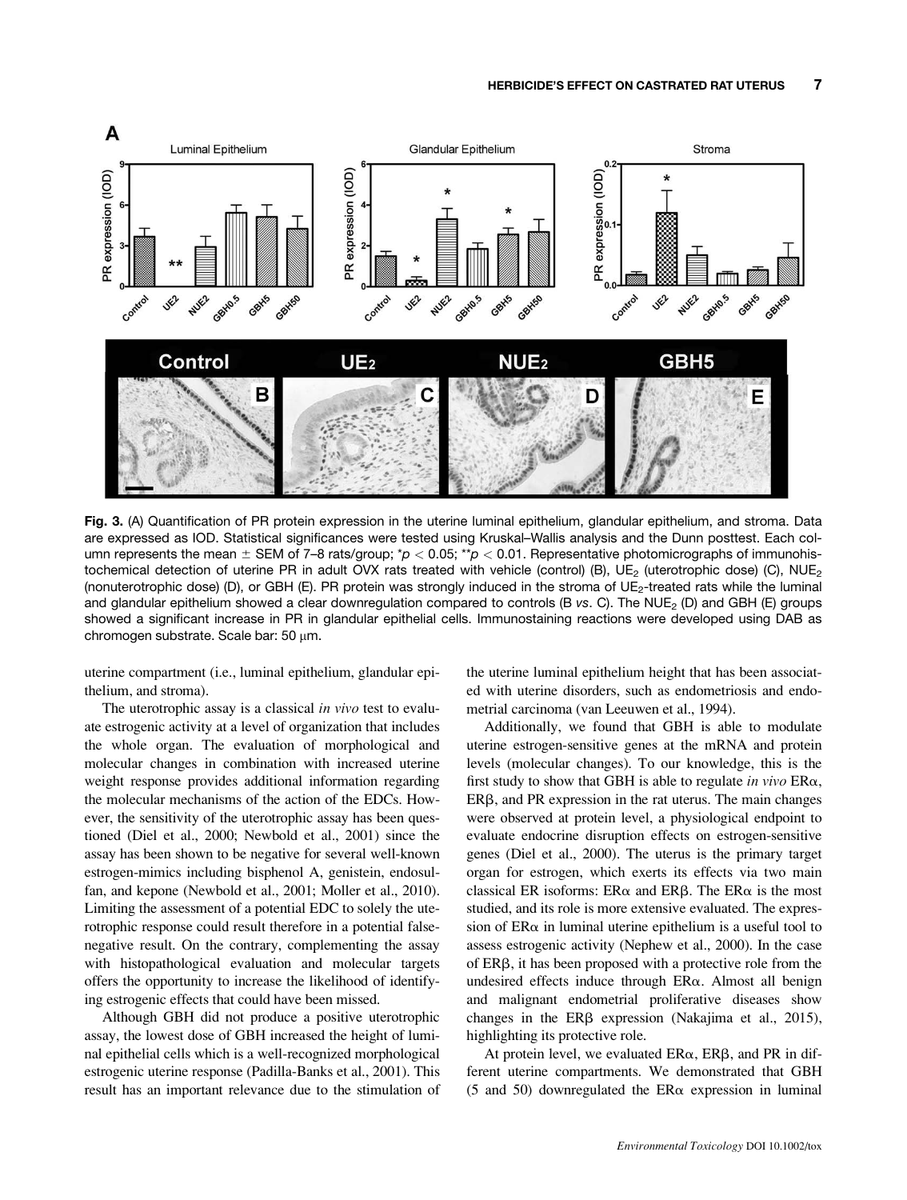**Fig. 3.** (A) Quantification of PR protein expression in the uterine luminal epithelium, glandular epithelium, and stroma. Data are expressed as IOD. Statistical significances were tested using Kruskal–Wallis analysis and the Dunn posttest. Each column represents the mean ± SEM of 7–8 rats/group; \*$p < 0.05$; \*\*$p < 0.01$. Representative photomicrographs of immunohistochemical detection of uterine PR in adult OVX rats treated with vehicle (control) (B), $UE_2$ (uterotrophic dose) (C), $NUE_2$ (nonuterotrophic dose) (D), or GBH (E). PR protein was strongly induced in the stroma of $UE_2$-treated rats while the luminal and glandular epithelium showed a clear downregulation compared to controls (B *vs*. C). The $NUE_2$ (D) and GBH (E) groups showed a significant increase in PR in glandular epithelial cells. Immunostaining reactions were developed using DAB as chromogen substrate. Scale bar: 50 μm.

uterine compartment (i.e., luminal epithelium, glandular epithelium, and stroma).

The uterotrophic assay is a classical *in vivo* test to evaluate estrogenic activity at a level of organization that includes the whole organ. The evaluation of morphological and molecular changes in combination with increased uterine weight response provides additional information regarding the molecular mechanisms of the action of the EDCs. However, the sensitivity of the uterotrophic assay has been questioned (Diel et al., 2000; Newbold et al., 2001) since the assay has been shown to be negative for several well-known estrogen-mimics including bisphenol A, genistein, endosulfan, and kepone (Newbold et al., 2001; Moller et al., 2010). Limiting the assessment of a potential EDC to solely the uterotrophic response could result therefore in a potential false-negative result. On the contrary, complementing the assay with histopathological evaluation and molecular targets offers the opportunity to increase the likelihood of identifying estrogenic effects that could have been missed.

Although GBH did not produce a positive uterotrophic assay, the lowest dose of GBH increased the height of luminal epithelial cells which is a well-recognized morphological estrogenic uterine response (Padilla-Banks et al., 2001). This result has an important relevance due to the stimulation of the uterine luminal epithelium height that has been associated with uterine disorders, such as endometriosis and endometrial carcinoma (van Leeuwen et al., 1994).

Additionally, we found that GBH is able to modulate uterine estrogen-sensitive genes at the mRNA and protein levels (molecular changes). To our knowledge, this is the first study to show that GBH is able to regulate *in vivo* ERα, ERβ, and PR expression in the rat uterus. The main changes were observed at protein level, a physiological endpoint to evaluate endocrine disruption effects on estrogen-sensitive genes (Diel et al., 2000). The uterus is the primary target organ for estrogen, which exerts its effects via two main classical ER isoforms: ERα and ERβ. The ERα is the most studied, and its role is more extensive evaluated. The expression of ERα in luminal uterine epithelium is a useful tool to assess estrogenic activity (Nephew et al., 2000). In the case of ERβ, it has been proposed with a protective role from the undesired effects induce through ERα. Almost all benign and malignant endometrial proliferative diseases show changes in the ERβ expression (Nakajima et al., 2015), highlighting its protective role.

At protein level, we evaluated ERα, ERβ, and PR in different uterine compartments. We demonstrated that GBH (5 and 50) downregulated the ERα expression in luminal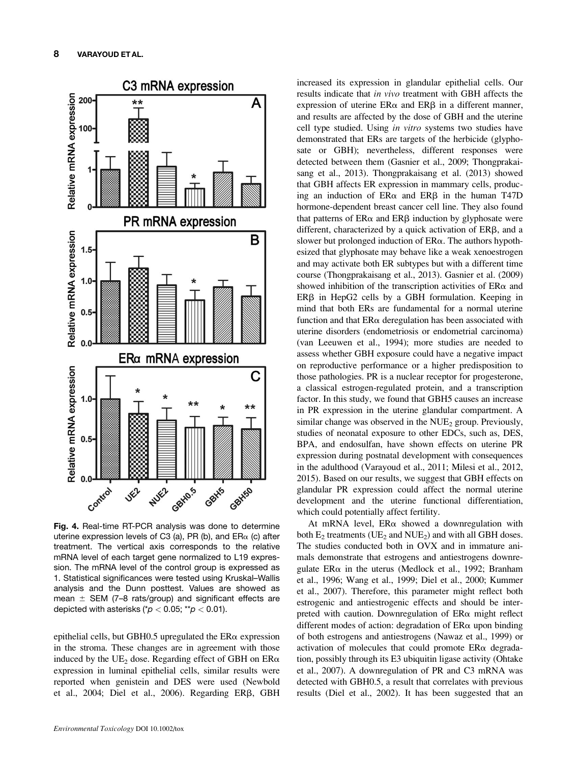**Fig. 4.** Real-time RT-PCR analysis was done to determine uterine expression levels of C3 (a), PR (b), and ERα (c) after treatment. The vertical axis corresponds to the relative mRNA level of each target gene normalized to L19 expression. The mRNA level of the control group is expressed as 1. Statistical significances were tested using Kruskal–Wallis analysis and the Dunn posttest. Values are showed as mean ± SEM (7–8 rats/group) and significant effects are depicted with asterisks (* $p < 0.05$; ** $p < 0.01$).

epithelial cells, but GBH0.5 upregulated the ERα expression in the stroma. These changes are in agreement with those induced by the $UE_2$ dose. Regarding effect of GBH on ERα expression in luminal epithelial cells, similar results were reported when genistein and DES were used (Newbold et al., 2004; Diel et al., 2006). Regarding ERβ, GBH increased its expression in glandular epithelial cells. Our results indicate that *in vivo* treatment with GBH affects the expression of uterine ERα and ERβ in a different manner, and results are affected by the dose of GBH and the uterine cell type studied. Using *in vitro* systems two studies have demonstrated that ERs are targets of the herbicide (glyphosate or GBH); nevertheless, different responses were detected between them (Gasnier et al., 2009; Thongprakaisang et al., 2013). Thongprakaisang et al. (2013) showed that GBH affects ER expression in mammary cells, producing an induction of ERα and ERβ in the human T47D hormone-dependent breast cancer cell line. They also found that patterns of ERα and ERβ induction by glyphosate were different, characterized by a quick activation of ERβ, and a slower but prolonged induction of ERα. The authors hypothesized that glyphosate may behave like a weak xenoestrogen and may activate both ER subtypes but with a different time course (Thongprakaisang et al., 2013). Gasnier et al. (2009) showed inhibition of the transcription activities of ERα and ERβ in HepG2 cells by a GBH formulation. Keeping in mind that both ERs are fundamental for a normal uterine function and that ERα deregulation has been associated with uterine disorders (endometriosis or endometrial carcinoma) (van Leeuwen et al., 1994); more studies are needed to assess whether GBH exposure could have a negative impact on reproductive performance or a higher predisposition to those pathologies. PR is a nuclear receptor for progesterone, a classical estrogen-regulated protein, and a transcription factor. In this study, we found that GBH5 causes an increase in PR expression in the uterine glandular compartment. A similar change was observed in the $NUE_2$ group. Previously, studies of neonatal exposure to other EDCs, such as, DES, BPA, and endosulfan, have shown effects on uterine PR expression during postnatal development with consequences in the adulthood (Varayoud et al., 2011; Milesi et al., 2012, 2015). Based on our results, we suggest that GBH effects on glandular PR expression could affect the normal uterine development and the uterine functional differentiation, which could potentially affect fertility.

At mRNA level, ERα showed a downregulation with both $E_2$ treatments ($UE_2$ and $NUE_2$) and with all GBH doses. The studies conducted both in OVX and in immature animals demonstrate that estrogens and antiestrogens downregulate ERα in the uterus (Medlock et al., 1992; Branham et al., 1996; Wang et al., 1999; Diel et al., 2000; Kummer et al., 2007). Therefore, this parameter might reflect both estrogenic and antiestrogenic effects and should be interpreted with caution. Downregulation of ERα might reflect different modes of action: degradation of ERα upon binding of both estrogens and antiestrogens (Nawaz et al., 1999) or activation of molecules that could promote ERα degradation, possibly through its E3 ubiquitin ligase activity (Ohtake et al., 2007). A downregulation of PR and C3 mRNA was detected with GBH0.5, a result that correlates with previous results (Diel et al., 2002). It has been suggested that an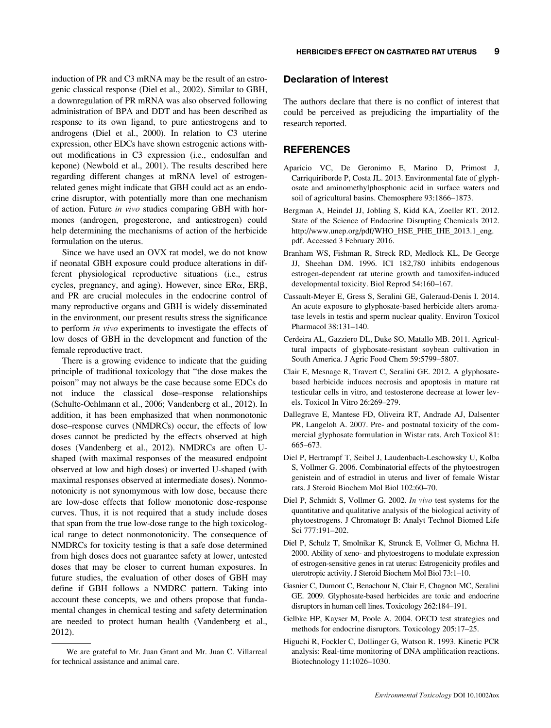induction of PR and C3 mRNA may be the result of an estrogenic classical response (Diel et al., 2002). Similar to GBH, a downregulation of PR mRNA was also observed following administration of BPA and DDT and has been described as response to its own ligand, to pure antiestrogens and to androgens (Diel et al., 2000). In relation to C3 uterine expression, other EDCs have shown estrogenic actions without modifications in C3 expression (i.e., endosulfan and kepone) (Newbold et al., 2001). The results described here regarding different changes at mRNA level of estrogen-related genes might indicate that GBH could act as an endocrine disruptor, with potentially more than one mechanism of action. Future *in vivo* studies comparing GBH with hormones (androgen, progesterone, and antiestrogen) could help determining the mechanisms of action of the herbicide formulation on the uterus.

Since we have used an OVX rat model, we do not know if neonatal GBH exposure could produce alterations in different physiological reproductive situations (i.e., estrus cycles, pregnancy, and aging). However, since ERα, ERβ, and PR are crucial molecules in the endocrine control of many reproductive organs and GBH is widely disseminated in the environment, our present results stress the significance to perform *in vivo* experiments to investigate the effects of low doses of GBH in the development and function of the female reproductive tract.

There is a growing evidence to indicate that the guiding principle of traditional toxicology that "the dose makes the poison" may not always be the case because some EDCs do not induce the classical dose–response relationships (Schulte-Oehlmann et al., 2006; Vandenberg et al., 2012). In addition, it has been emphasized that when nonmonotonic dose–response curves (NMDRCs) occur, the effects of low doses cannot be predicted by the effects observed at high doses (Vandenberg et al., 2012). NMDRCs are often U-shaped (with maximal responses of the measured endpoint observed at low and high doses) or inverted U-shaped (with maximal responses observed at intermediate doses). Nonmonotonicity is not synomymous with low dose, because there are low-dose effects that follow monotonic dose-response curves. Thus, it is not required that a study include doses that span from the true low-dose range to the high toxicological range to detect nonmonotonicity. The consequence of NMDRCs for toxicity testing is that a safe dose determined from high doses does not guarantee safety at lower, untested doses that may be closer to current human exposures. In future studies, the evaluation of other doses of GBH may define if GBH follows a NMDRC pattern. Taking into account these concepts, we and others propose that fundamental changes in chemical testing and safety determination are needed to protect human health (Vandenberg et al., 2012).

We are grateful to Mr. Juan Grant and Mr. Juan C. Villarreal for technical assistance and animal care.

## Declaration of Interest

The authors declare that there is no conflict of interest that could be perceived as prejudicing the impartiality of the research reported.

## REFERENCES

Aparicio VC, De Geronimo E, Marino D, Primost J, Carriquiriborde P, Costa JL. 2013. Environmental fate of glyphosate and aminomethylphosphonic acid in surface waters and soil of agricultural basins. Chemosphere 93:1866–1873.

Bergman A, Heindel JJ, Jobling S, Kidd KA, Zoeller RT. 2012. State of the Science of Endocrine Disrupting Chemicals 2012. http://www.unep.org/pdf/WHO_HSE_PHE_IHE_2013.1_eng.pdf. Accessed 3 February 2016.

Branham WS, Fishman R, Streck RD, Medlock KL, De George JJ, Sheehan DM. 1996. ICI 182,780 inhibits endogenous estrogen-dependent rat uterine growth and tamoxifen-induced developmental toxicity. Biol Reprod 54:160–167.

Cassault-Meyer E, Gress S, Seralini GE, Galeraud-Denis I. 2014. An acute exposure to glyphosate-based herbicide alters aromatase levels in testis and sperm nuclear quality. Environ Toxicol Pharmacol 38:131–140.

Cerdeira AL, Gazziero DL, Duke SO, Matallo MB. 2011. Agricultural impacts of glyphosate-resistant soybean cultivation in South America. J Agric Food Chem 59:5799–5807.

Clair E, Mesnage R, Travert C, Seralini GE. 2012. A glyphosate-based herbicide induces necrosis and apoptosis in mature rat testicular cells in vitro, and testosterone decrease at lower levels. Toxicol In Vitro 26:269–279.

Dallegrave E, Mantese FD, Oliveira RT, Andrade AJ, Dalsenter PR, Langeloh A. 2007. Pre- and postnatal toxicity of the commercial glyphosate formulation in Wistar rats. Arch Toxicol 81: 665–673.

Diel P, Hertrampf T, Seibel J, Laudenbach-Leschowsky U, Kolba S, Vollmer G. 2006. Combinatorial effects of the phytoestrogen genistein and of estradiol in uterus and liver of female Wistar rats. J Steroid Biochem Mol Biol 102:60–70.

Diel P, Schmidt S, Vollmer G. 2002. *In vivo* test systems for the quantitative and qualitative analysis of the biological activity of phytoestrogens. J Chromatogr B: Analyt Technol Biomed Life Sci 777:191–202.

Diel P, Schulz T, Smolnikar K, Strunck E, Vollmer G, Michna H. 2000. Ability of xeno- and phytoestrogens to modulate expression of estrogen-sensitive genes in rat uterus: Estrogenicity profiles and uterotropic activity. J Steroid Biochem Mol Biol 73:1–10.

Gasnier C, Dumont C, Benachour N, Clair E, Chagnon MC, Seralini GE. 2009. Glyphosate-based herbicides are toxic and endocrine disruptors in human cell lines. Toxicology 262:184–191.

Gelbke HP, Kayser M, Poole A. 2004. OECD test strategies and methods for endocrine disruptors. Toxicology 205:17–25.

Higuchi R, Fockler C, Dollinger G, Watson R. 1993. Kinetic PCR analysis: Real-time monitoring of DNA amplification reactions. Biotechnology 11:1026–1030.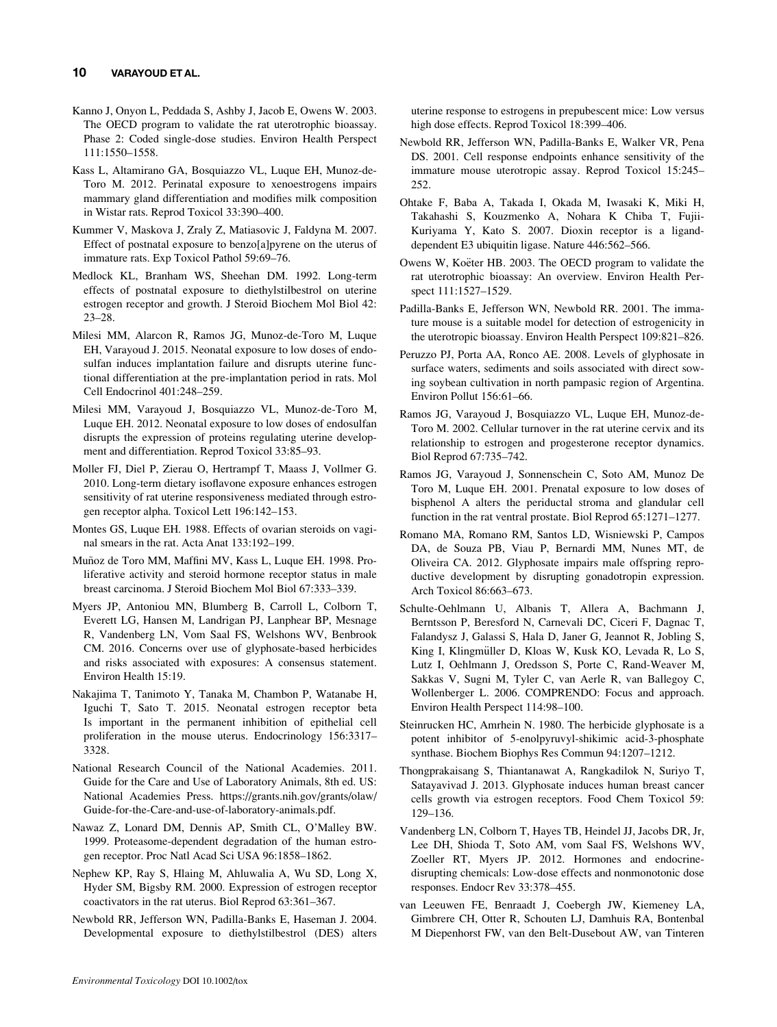Kanno J, Onyon L, Peddada S, Ashby J, Jacob E, Owens W. 2003. The OECD program to validate the rat uterotrophic bioassay. Phase 2: Coded single-dose studies. Environ Health Perspect 111:1550–1558.

Kass L, Altamirano GA, Bosquiazzo VL, Luque EH, Munoz-de-Toro M. 2012. Perinatal exposure to xenoestrogens impairs mammary gland differentiation and modifies milk composition in Wistar rats. Reprod Toxicol 33:390–400.

Kummer V, Maskova J, Zraly Z, Matiasovic J, Faldyna M. 2007. Effect of postnatal exposure to benzo[a]pyrene on the uterus of immature rats. Exp Toxicol Pathol 59:69–76.

Medlock KL, Branham WS, Sheehan DM. 1992. Long-term effects of postnatal exposure to diethylstilbestrol on uterine estrogen receptor and growth. J Steroid Biochem Mol Biol 42: 23–28.

Milesi MM, Alarcon R, Ramos JG, Munoz-de-Toro M, Luque EH, Varayoud J. 2015. Neonatal exposure to low doses of endosulfan induces implantation failure and disrupts uterine functional differentiation at the pre-implantation period in rats. Mol Cell Endocrinol 401:248–259.

Milesi MM, Varayoud J, Bosquiazzo VL, Munoz-de-Toro M, Luque EH. 2012. Neonatal exposure to low doses of endosulfan disrupts the expression of proteins regulating uterine development and differentiation. Reprod Toxicol 33:85–93.

Moller FJ, Diel P, Zierau O, Hertrampf T, Maass J, Vollmer G. 2010. Long-term dietary isoflavone exposure enhances estrogen sensitivity of rat uterine responsiveness mediated through estrogen receptor alpha. Toxicol Lett 196:142–153.

Montes GS, Luque EH. 1988. Effects of ovarian steroids on vaginal smears in the rat. Acta Anat 133:192–199.

Muñoz de Toro MM, Maffini MV, Kass L, Luque EH. 1998. Proliferative activity and steroid hormone receptor status in male breast carcinoma. J Steroid Biochem Mol Biol 67:333–339.

Myers JP, Antoniou MN, Blumberg B, Carroll L, Colborn T, Everett LG, Hansen M, Landrigan PJ, Lanphear BP, Mesnage R, Vandenberg LN, Vom Saal FS, Welshons WV, Benbrook CM. 2016. Concerns over use of glyphosate-based herbicides and risks associated with exposures: A consensus statement. Environ Health 15:19.

Nakajima T, Tanimoto Y, Tanaka M, Chambon P, Watanabe H, Iguchi T, Sato T. 2015. Neonatal estrogen receptor beta Is important in the permanent inhibition of epithelial cell proliferation in the mouse uterus. Endocrinology 156:3317–3328.

National Research Council of the National Academies. 2011. Guide for the Care and Use of Laboratory Animals, 8th ed. US: National Academies Press. https://grants.nih.gov/grants/olaw/Guide-for-the-Care-and-use-of-laboratory-animals.pdf.

Nawaz Z, Lonard DM, Dennis AP, Smith CL, O'Malley BW. 1999. Proteasome-dependent degradation of the human estrogen receptor. Proc Natl Acad Sci USA 96:1858–1862.

Nephew KP, Ray S, Hlaing M, Ahluwalia A, Wu SD, Long X, Hyder SM, Bigsby RM. 2000. Expression of estrogen receptor coactivators in the rat uterus. Biol Reprod 63:361–367.

Newbold RR, Jefferson WN, Padilla-Banks E, Haseman J. 2004. Developmental exposure to diethylstilbestrol (DES) alters uterine response to estrogens in prepubescent mice: Low versus high dose effects. Reprod Toxicol 18:399–406.

Newbold RR, Jefferson WN, Padilla-Banks E, Walker VR, Pena DS. 2001. Cell response endpoints enhance sensitivity of the immature mouse uterotropic assay. Reprod Toxicol 15:245–252.

Ohtake F, Baba A, Takada I, Okada M, Iwasaki K, Miki H, Takahashi S, Kouzmenko A, Nohara K Chiba T, Fujii-Kuriyama Y, Kato S. 2007. Dioxin receptor is a ligand-dependent E3 ubiquitin ligase. Nature 446:562–566.

Owens W, Koëter HB. 2003. The OECD program to validate the rat uterotrophic bioassay: An overview. Environ Health Perspect 111:1527–1529.

Padilla-Banks E, Jefferson WN, Newbold RR. 2001. The immature mouse is a suitable model for detection of estrogenicity in the uterotropic bioassay. Environ Health Perspect 109:821–826.

Peruzzo PJ, Porta AA, Ronco AE. 2008. Levels of glyphosate in surface waters, sediments and soils associated with direct sowing soybean cultivation in north pampasic region of Argentina. Environ Pollut 156:61–66.

Ramos JG, Varayoud J, Bosquiazzo VL, Luque EH, Munoz-de-Toro M. 2002. Cellular turnover in the rat uterine cervix and its relationship to estrogen and progesterone receptor dynamics. Biol Reprod 67:735–742.

Ramos JG, Varayoud J, Sonnenschein C, Soto AM, Munoz De Toro M, Luque EH. 2001. Prenatal exposure to low doses of bisphenol A alters the periductal stroma and glandular cell function in the rat ventral prostate. Biol Reprod 65:1271–1277.

Romano MA, Romano RM, Santos LD, Wisniewski P, Campos DA, de Souza PB, Viau P, Bernardi MM, Nunes MT, de Oliveira CA. 2012. Glyphosate impairs male offspring reproductive development by disrupting gonadotropin expression. Arch Toxicol 86:663–673.

Schulte-Oehlmann U, Albanis T, Allera A, Bachmann J, Berntsson P, Beresford N, Carnevali DC, Ciceri F, Dagnac T, Falandysz J, Galassi S, Hala D, Janer G, Jeannot R, Jobling S, King I, Klingmüller D, Kloas W, Kusk KO, Levada R, Lo S, Lutz I, Oehlmann J, Oredsson S, Porte C, Rand-Weaver M, Sakkas V, Sugni M, Tyler C, van Aerle R, van Ballegoy C, Wollenberger L. 2006. COMPRENDO: Focus and approach. Environ Health Perspect 114:98–100.

Steinrucken HC, Amrhein N. 1980. The herbicide glyphosate is a potent inhibitor of 5-enolpyruvyl-shikimic acid-3-phosphate synthase. Biochem Biophys Res Commun 94:1207–1212.

Thongprakaisang S, Thiantanawat A, Rangkadilok N, Suriyo T, Satayavivad J. 2013. Glyphosate induces human breast cancer cells growth via estrogen receptors. Food Chem Toxicol 59: 129–136.

Vandenberg LN, Colborn T, Hayes TB, Heindel JJ, Jacobs DR, Jr, Lee DH, Shioda T, Soto AM, vom Saal FS, Welshons WV, Zoeller RT, Myers JP. 2012. Hormones and endocrine-disrupting chemicals: Low-dose effects and nonmonotonic dose responses. Endocr Rev 33:378–455.

van Leeuwen FE, Benraadt J, Coebergh JW, Kiemeney LA, Gimbrere CH, Otter R, Schouten LJ, Damhuis RA, Bontenbal M Diepenhorst FW, van den Belt-Dusebout AW, van Tinteren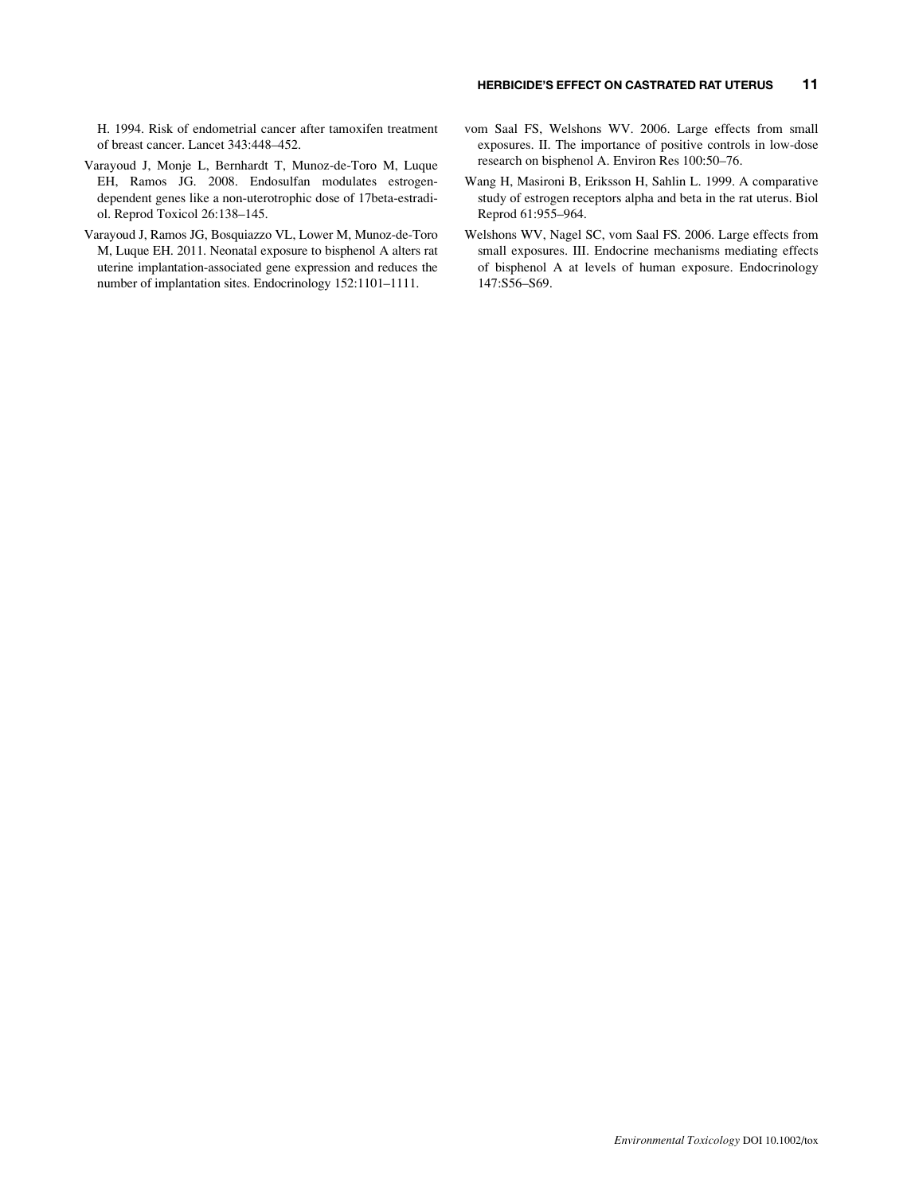H. 1994. Risk of endometrial cancer after tamoxifen treatment of breast cancer. Lancet 343:448–452.

Varayoud J, Monje L, Bernhardt T, Munoz-de-Toro M, Luque EH, Ramos JG. 2008. Endosulfan modulates estrogen-dependent genes like a non-uterotrophic dose of 17beta-estradiol. Reprod Toxicol 26:138–145.

Varayoud J, Ramos JG, Bosquiazzo VL, Lower M, Munoz-de-Toro M, Luque EH. 2011. Neonatal exposure to bisphenol A alters rat uterine implantation-associated gene expression and reduces the number of implantation sites. Endocrinology 152:1101–1111.

vom Saal FS, Welshons WV. 2006. Large effects from small exposures. II. The importance of positive controls in low-dose research on bisphenol A. Environ Res 100:50–76.

Wang H, Masironi B, Eriksson H, Sahlin L. 1999. A comparative study of estrogen receptors alpha and beta in the rat uterus. Biol Reprod 61:955–964.

Welshons WV, Nagel SC, vom Saal FS. 2006. Large effects from small exposures. III. Endocrine mechanisms mediating effects of bisphenol A at levels of human exposure. Endocrinology 147:S56–S69.